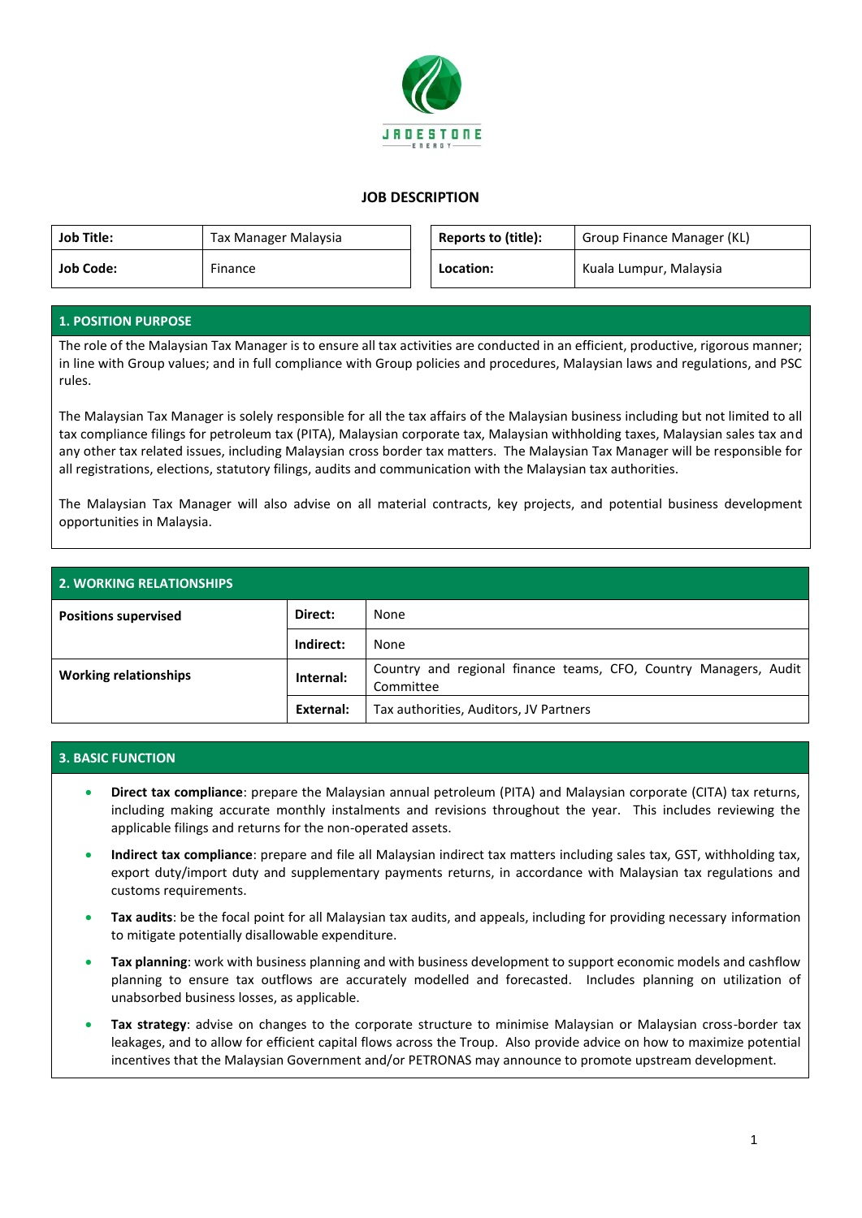JADESTONE ENERGY

# JOB DESCRIPTION

| Job Title: | Tax Manager Malaysia | Reports to (title): | Group Finance Manager (KL) |
|---|---|---|---|
| Job Code: | Finance | Location: | Kuala Lumpur, Malaysia |

## 1. POSITION PURPOSE

The role of the Malaysian Tax Manager is to ensure all tax activities are conducted in an efficient, productive, rigorous manner; in line with Group values; and in full compliance with Group policies and procedures, Malaysian laws and regulations, and PSC rules.

The Malaysian Tax Manager is solely responsible for all the tax affairs of the Malaysian business including but not limited to all tax compliance filings for petroleum tax (PITA), Malaysian corporate tax, Malaysian withholding taxes, Malaysian sales tax and any other tax related issues, including Malaysian cross border tax matters. The Malaysian Tax Manager will be responsible for all registrations, elections, statutory filings, audits and communication with the Malaysian tax authorities.

The Malaysian Tax Manager will also advise on all material contracts, key projects, and potential business development opportunities in Malaysia.

## 2. WORKING RELATIONSHIPS

| | | |
|---|---|---|
| **Positions supervised** | **Direct:** | None |
| | **Indirect:** | None |
| **Working relationships** | **Internal:** | Country and regional finance teams, CFO, Country Managers, Audit Committee |
| | **External:** | Tax authorities, Auditors, JV Partners |

## 3. BASIC FUNCTION

- **Direct tax compliance**: prepare the Malaysian annual petroleum (PITA) and Malaysian corporate (CITA) tax returns, including making accurate monthly instalments and revisions throughout the year. This includes reviewing the applicable filings and returns for the non-operated assets.
- **Indirect tax compliance**: prepare and file all Malaysian indirect tax matters including sales tax, GST, withholding tax, export duty/import duty and supplementary payments returns, in accordance with Malaysian tax regulations and customs requirements.
- **Tax audits**: be the focal point for all Malaysian tax audits, and appeals, including for providing necessary information to mitigate potentially disallowable expenditure.
- **Tax planning**: work with business planning and with business development to support economic models and cashflow planning to ensure tax outflows are accurately modelled and forecasted. Includes planning on utilization of unabsorbed business losses, as applicable.
- **Tax strategy**: advise on changes to the corporate structure to minimise Malaysian or Malaysian cross-border tax leakages, and to allow for efficient capital flows across the Troup. Also provide advice on how to maximize potential incentives that the Malaysian Government and/or PETRONAS may announce to promote upstream development.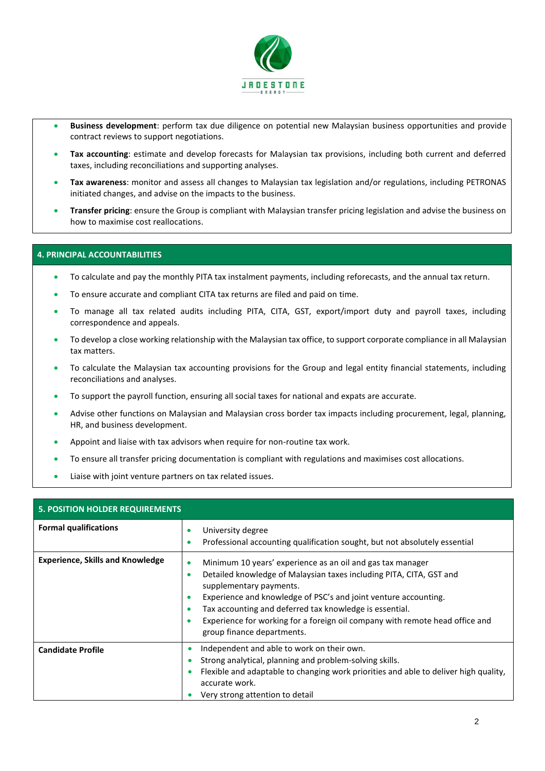- **Business development**: perform tax due diligence on potential new Malaysian business opportunities and provide contract reviews to support negotiations.
- **Tax accounting**: estimate and develop forecasts for Malaysian tax provisions, including both current and deferred taxes, including reconciliations and supporting analyses.
- **Tax awareness**: monitor and assess all changes to Malaysian tax legislation and/or regulations, including PETRONAS initiated changes, and advise on the impacts to the business.
- **Transfer pricing**: ensure the Group is compliant with Malaysian transfer pricing legislation and advise the business on how to maximise cost reallocations.

## 4. PRINCIPAL ACCOUNTABILITIES

- To calculate and pay the monthly PITA tax instalment payments, including reforecasts, and the annual tax return.
- To ensure accurate and compliant CITA tax returns are filed and paid on time.
- To manage all tax related audits including PITA, CITA, GST, export/import duty and payroll taxes, including correspondence and appeals.
- To develop a close working relationship with the Malaysian tax office, to support corporate compliance in all Malaysian tax matters.
- To calculate the Malaysian tax accounting provisions for the Group and legal entity financial statements, including reconciliations and analyses.
- To support the payroll function, ensuring all social taxes for national and expats are accurate.
- Advise other functions on Malaysian and Malaysian cross border tax impacts including procurement, legal, planning, HR, and business development.
- Appoint and liaise with tax advisors when require for non-routine tax work.
- To ensure all transfer pricing documentation is compliant with regulations and maximises cost allocations.
- Liaise with joint venture partners on tax related issues.

## 5. POSITION HOLDER REQUIREMENTS

| | |
|---|---|
| **Formal qualifications** | • University degree<br>• Professional accounting qualification sought, but not absolutely essential |
| **Experience, Skills and Knowledge** | • Minimum 10 years' experience as an oil and gas tax manager<br>• Detailed knowledge of Malaysian taxes including PITA, CITA, GST and supplementary payments.<br>• Experience and knowledge of PSC's and joint venture accounting.<br>• Tax accounting and deferred tax knowledge is essential.<br>• Experience for working for a foreign oil company with remote head office and group finance departments. |
| **Candidate Profile** | • Independent and able to work on their own.<br>• Strong analytical, planning and problem-solving skills.<br>• Flexible and adaptable to changing work priorities and able to deliver high quality, accurate work.<br>• Very strong attention to detail |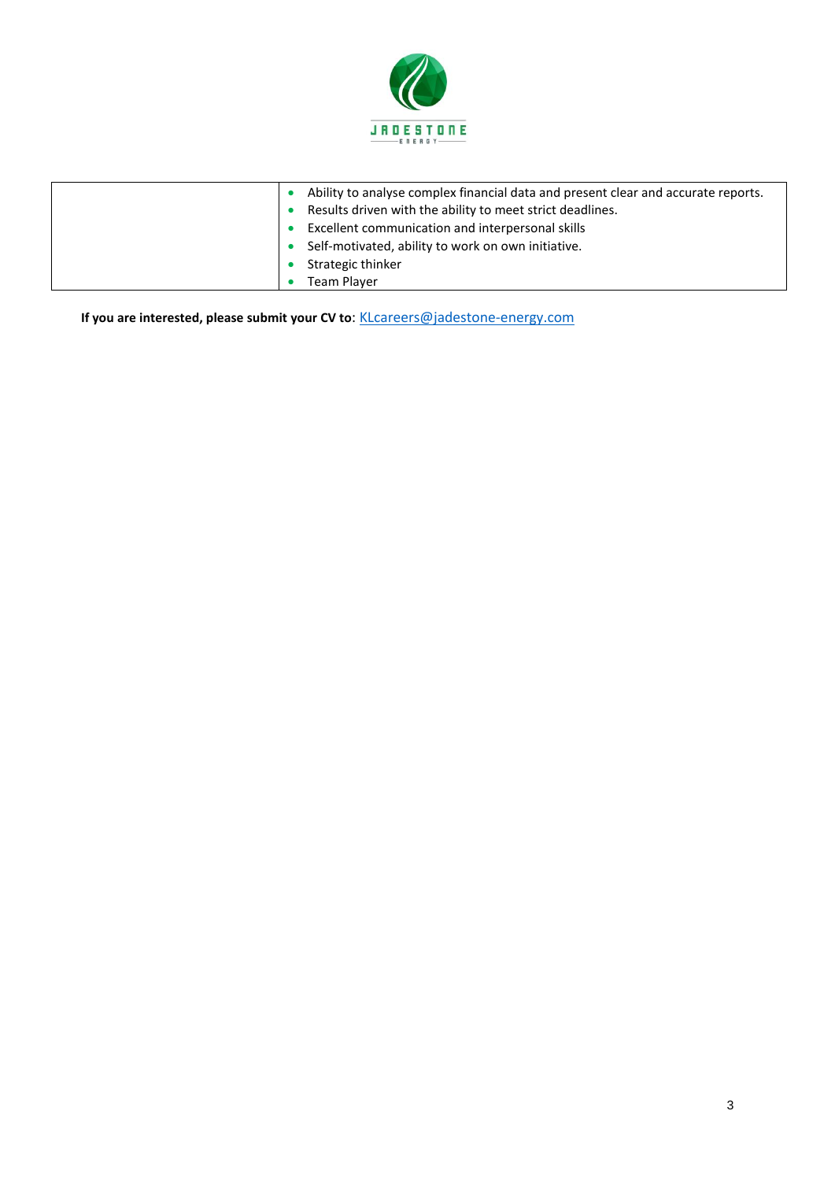| | |
|---|---|
| | • Ability to analyse complex financial data and present clear and accurate reports.<br>• Results driven with the ability to meet strict deadlines.<br>• Excellent communication and interpersonal skills<br>• Self-motivated, ability to work on own initiative.<br>• Strategic thinker<br>• Team Player |

**If you are interested, please submit your CV to**: KLcareers@jadestone-energy.com